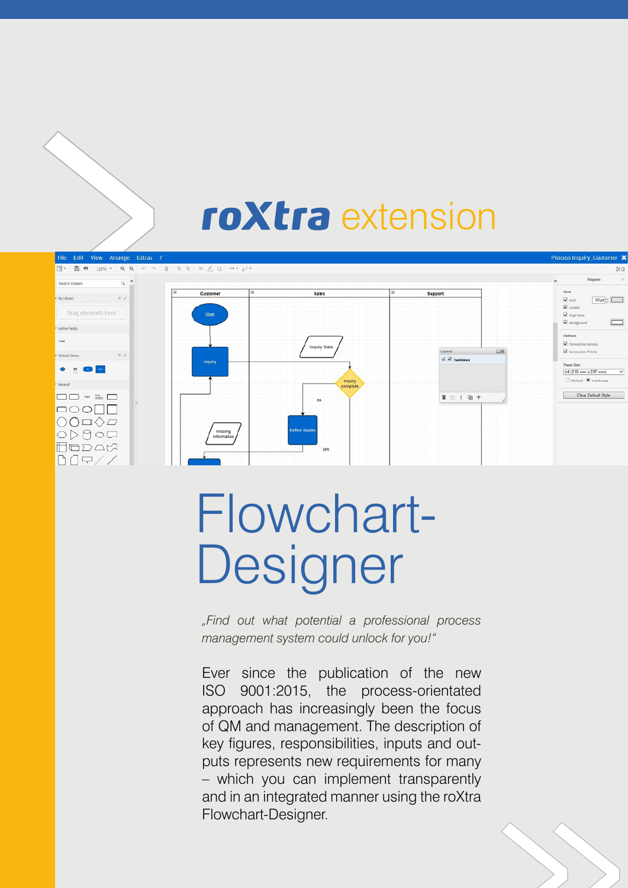# roXtra extension

# Flowchart-Designer

*„Find out what potential a professional process management system could unlock for you!“*

Ever since the publication of the new ISO 9001:2015, the process-orientated approach has increasingly been the focus of QM and management. The description of key figures, responsibilities, inputs and outputs represents new requirements for many – which you can implement transparently and in an integrated manner using the roXtra Flowchart-Designer.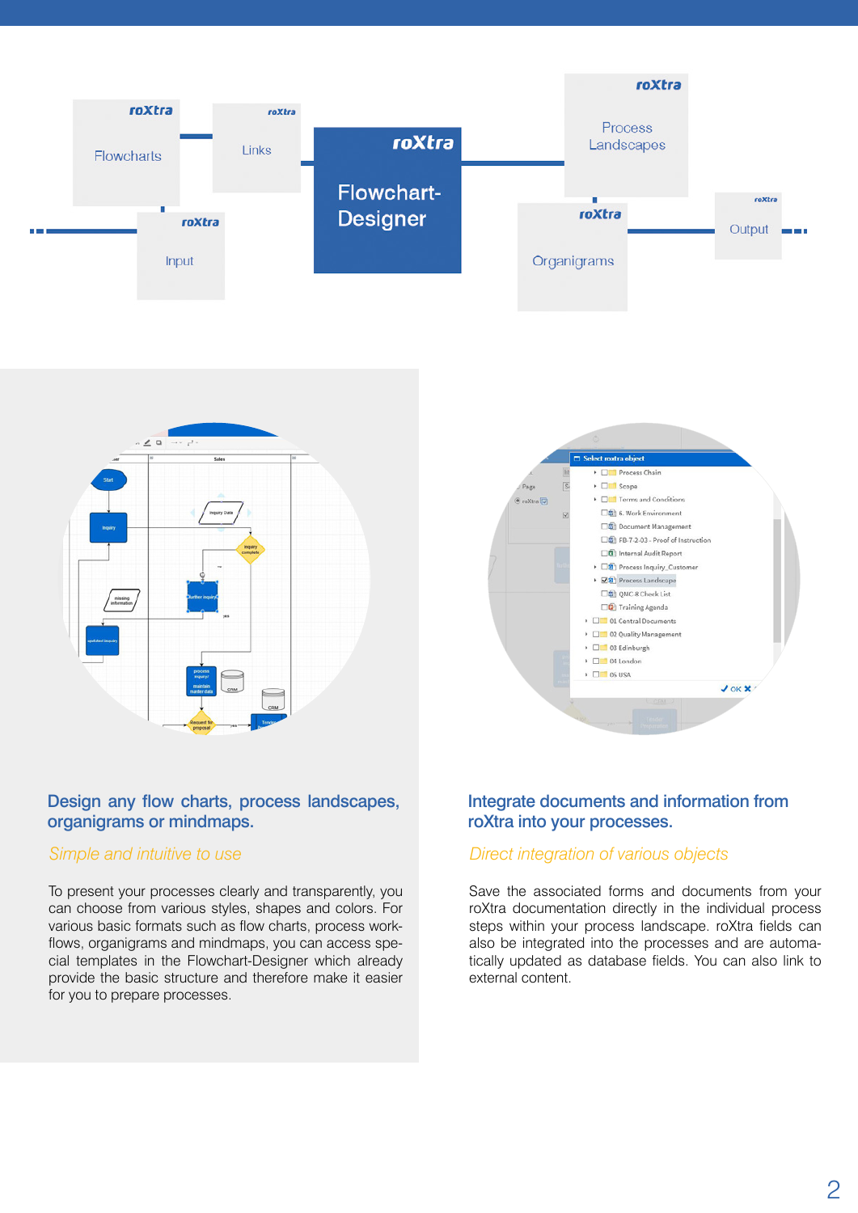roXtra Flowcharts

roXtra Links

roXtra Flowchart-Designer

roXtra Process Landscapes

roXtra Input

roXtra Organigrams

roXtra Output

## Design any flow charts, process landscapes, organigrams or mindmaps.

*Simple and intuitive to use*

To present your processes clearly and transparently, you can choose from various styles, shapes and colors. For various basic formats such as flow charts, process workflows, organigrams and mindmaps, you can access special templates in the Flowchart-Designer which already provide the basic structure and therefore make it easier for you to prepare processes.

## Integrate documents and information from roXtra into your processes.

*Direct integration of various objects*

Save the associated forms and documents from your roXtra documentation directly in the individual process steps within your process landscape. roXtra fields can also be integrated into the processes and are automatically updated as database fields. You can also link to external content.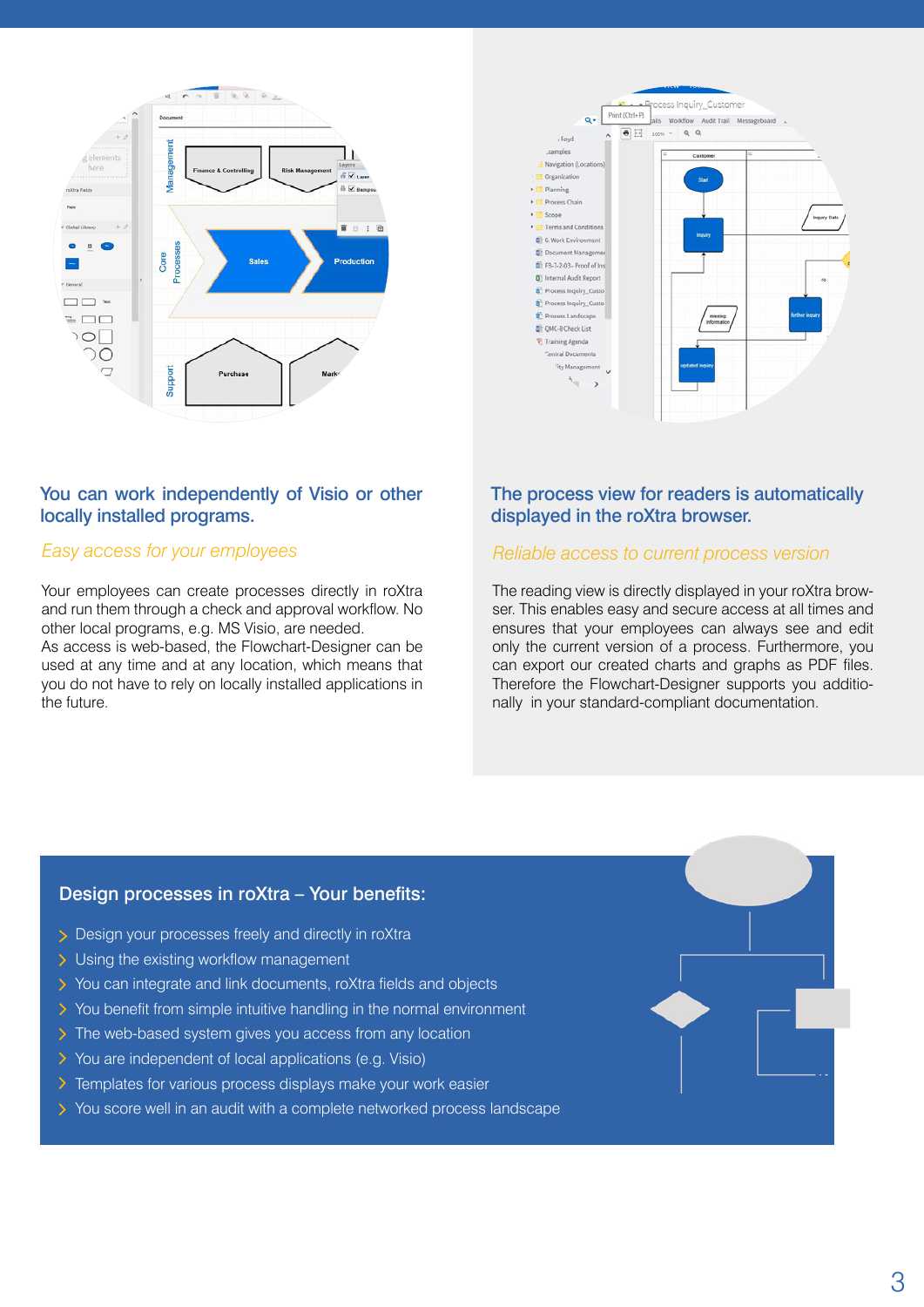## You can work independently of Visio or other locally installed programs.

*Easy access for your employees*

Your employees can create processes directly in roXtra and run them through a check and approval workflow. No other local programs, e.g. MS Visio, are needed.
As access is web-based, the Flowchart-Designer can be used at any time and at any location, which means that you do not have to rely on locally installed applications in the future.

## The process view for readers is automatically displayed in the roXtra browser.

*Reliable access to current process version*

The reading view is directly displayed in your roXtra browser. This enables easy and secure access at all times and ensures that your employees can always see and edit only the current version of a process. Furthermore, you can export our created charts and graphs as PDF files. Therefore the Flowchart-Designer supports you additionally in your standard-compliant documentation.

### Design processes in roXtra – Your benefits:

- Design your processes freely and directly in roXtra
- Using the existing workflow management
- You can integrate and link documents, roXtra fields and objects
- You benefit from simple intuitive handling in the normal environment
- The web-based system gives you access from any location
- You are independent of local applications (e.g. Visio)
- Templates for various process displays make your work easier
- You score well in an audit with a complete networked process landscape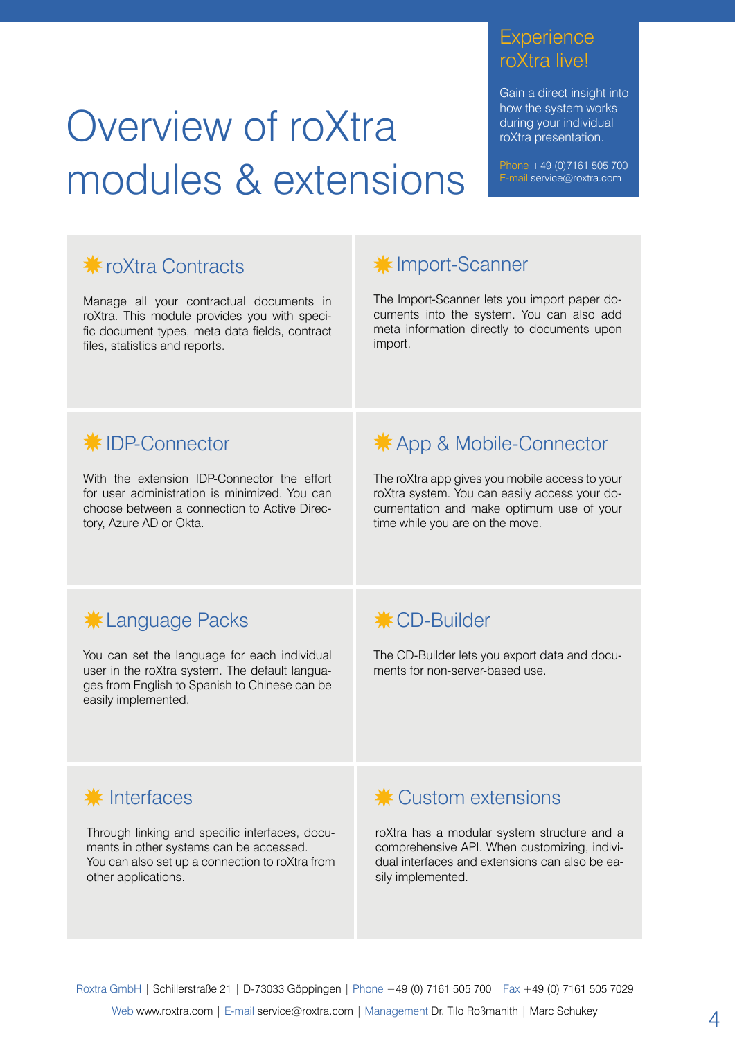# Overview of roXtra modules & extensions

## Experience roXtra live!

Gain a direct insight into how the system works during your individual roXtra presentation.

Phone +49 (0)7161 505 700
E-mail service@roxtra.com

### roXtra Contracts

Manage all your contractual documents in roXtra. This module provides you with specific document types, meta data fields, contract files, statistics and reports.

### Import-Scanner

The Import-Scanner lets you import paper documents into the system. You can also add meta information directly to documents upon import.

### IDP-Connector

With the extension IDP-Connector the effort for user administration is minimized. You can choose between a connection to Active Directory, Azure AD or Okta.

### App & Mobile-Connector

The roXtra app gives you mobile access to your roXtra system. You can easily access your documentation and make optimum use of your time while you are on the move.

### Language Packs

You can set the language for each individual user in the roXtra system. The default languages from English to Spanish to Chinese can be easily implemented.

### CD-Builder

The CD-Builder lets you export data and documents for non-server-based use.

### Interfaces

Through linking and specific interfaces, documents in other systems can be accessed.
You can also set up a connection to roXtra from other applications.

### Custom extensions

roXtra has a modular system structure and a comprehensive API. When customizing, individual interfaces and extensions can also be easily implemented.

Roxtra GmbH | Schillerstraße 21 | D-73033 Göppingen | Phone +49 (0) 7161 505 700 | Fax +49 (0) 7161 505 7029
Web www.roxtra.com | E-mail service@roxtra.com | Management Dr. Tilo Roßmanith | Marc Schukey